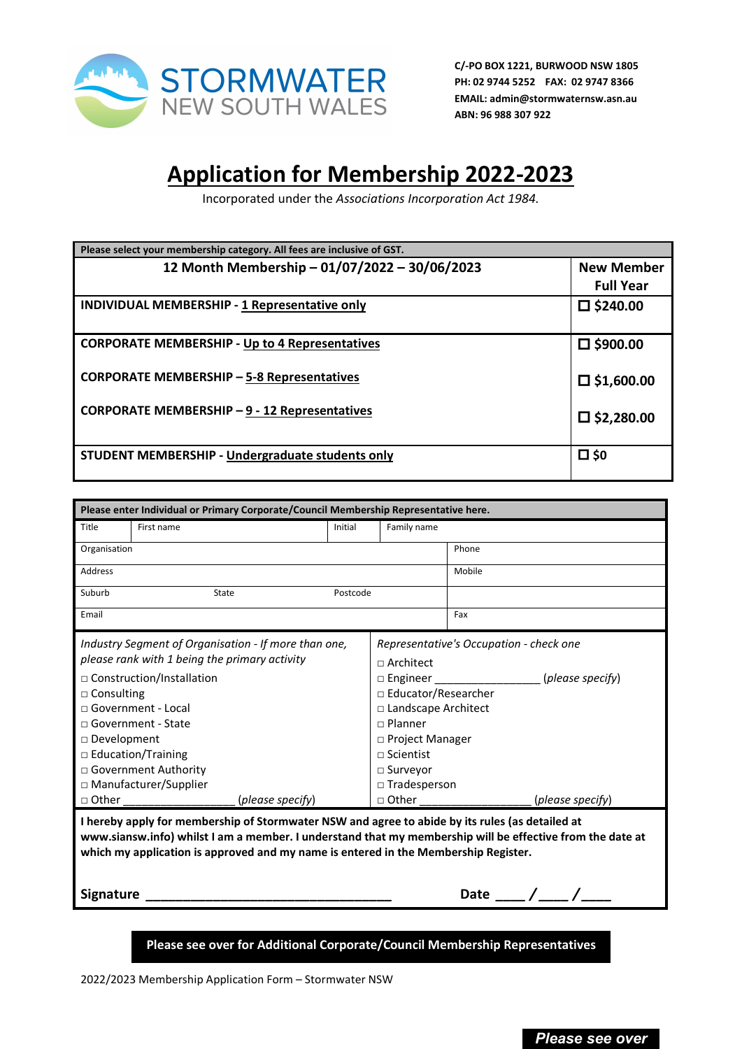STORMWATER NEW SOUTH WALES

**C/-PO BOX 1221, BURWOOD NSW 1805**
**PH: 02 9744 5252 FAX: 02 9747 8366**
**EMAIL: admin@stormwatersnsw.asn.au**
**ABN: 96 988 307 922**

# Application for Membership 2022-2023

Incorporated under the *Associations Incorporation Act 1984.*

| Please select your membership category. All fees are inclusive of GST. | |
|---|---|
| **12 Month Membership – 01/07/2022 – 30/06/2023** | **New Member Full Year** |
| **INDIVIDUAL MEMBERSHIP - 1 Representative only** | ☐ **$240.00** |
| **CORPORATE MEMBERSHIP - Up to 4 Representatives** | ☐ **$900.00** |
| **CORPORATE MEMBERSHIP – 5-8 Representatives** | ☐ **$1,600.00** |
| **CORPORATE MEMBERSHIP – 9 - 12 Representatives** | ☐ **$2,280.00** |
| **STUDENT MEMBERSHIP - Undergraduate students only** | ☐ **$0** |

**Please enter Individual or Primary Corporate/Council Membership Representative here.**

| Title | First name | Initial | Family name |
|---|---|---|---|
| Organisation | | | Phone |
| Address | | | Mobile |
| Suburb | State | Postcode | |
| Email | | | Fax |

*Industry Segment of Organisation - If more than one, please rank with 1 being the primary activity*

- □ Construction/Installation
- □ Consulting
- □ Government - Local
- □ Government - State
- □ Development
- □ Education/Training
- □ Government Authority
- □ Manufacturer/Supplier
- □ Other ____________ (*please specify*)

*Representative's Occupation - check one*

- □ Architect
- □ Engineer ____________ (*please specify*)
- □ Educator/Researcher
- □ Landscape Architect
- □ Planner
- □ Project Manager
- □ Scientist
- □ Surveyor
- □ Tradesperson
- □ Other ____________ (*please specify*)

**I hereby apply for membership of Stormwater NSW and agree to abide by its rules (as detailed at www.siansw.info) whilst I am a member. I understand that my membership will be effective from the date at which my application is approved and my name is entered in the Membership Register.**

**Signature** ________________________________ **Date** ___ /___ /___

**Please see over for Additional Corporate/Council Membership Representatives**

2022/2023 Membership Application Form – Stormwater NSW

***Please see over***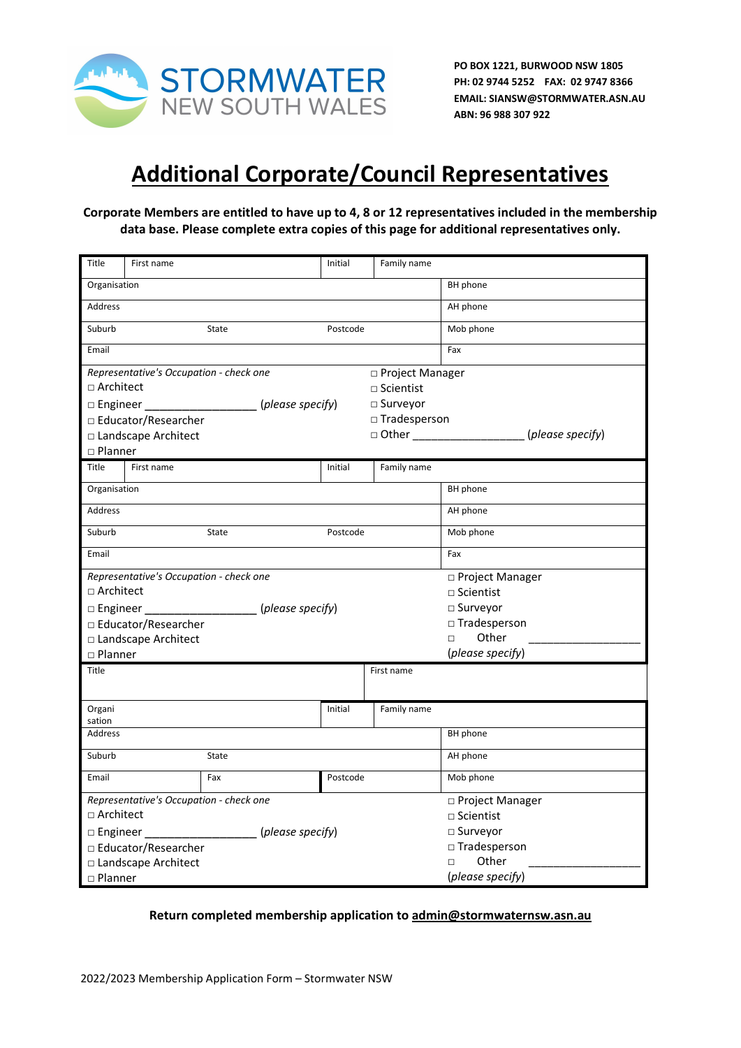STORMWATER NEW SOUTH WALES

**PO BOX 1221, BURWOOD NSW 1805**
**PH: 02 9744 5252 FAX: 02 9747 8366**
**EMAIL: SIANSW@STORMWATER.ASN.AU**
**ABN: 96 988 307 922**

# Additional Corporate/Council Representatives

**Corporate Members are entitled to have up to 4, 8 or 12 representatives included in the membership data base. Please complete extra copies of this page for additional representatives only.**

| | | | | |
|---|---|---|---|---|
| Title | First name | Initial | Family name | |
| Organisation | | | | BH phone |
| Address | | | | AH phone |
| Suburb | State | Postcode | | Mob phone |
| Email | | | | Fax |

*Representative's Occupation - check one*
- □ Architect
- □ Engineer _________________ (*please specify*)
- □ Educator/Researcher
- □ Landscape Architect
- □ Planner
- □ Project Manager
- □ Scientist
- □ Surveyor
- □ Tradesperson
- □ Other _________________ (*please specify*)

| | | | | |
|---|---|---|---|---|
| Title | First name | Initial | Family name | |
| Organisation | | | | BH phone |
| Address | | | | AH phone |
| Suburb | State | Postcode | | Mob phone |
| Email | | | | Fax |

*Representative's Occupation - check one*
- □ Architect
- □ Engineer _________________ (*please specify*)
- □ Educator/Researcher
- □ Landscape Architect
- □ Planner
- □ Project Manager
- □ Scientist
- □ Surveyor
- □ Tradesperson
- □ Other _________________ (*please specify*)

| | | | | |
|---|---|---|---|---|
| Title | | | First name | |
| Organisation | | Initial | Family name | |
| Address | | | | BH phone |
| Suburb | State | | | AH phone |
| Email | Fax | Postcode | | Mob phone |

*Representative's Occupation - check one*
- □ Architect
- □ Engineer _________________ (*please specify*)
- □ Educator/Researcher
- □ Landscape Architect
- □ Planner
- □ Project Manager
- □ Scientist
- □ Surveyor
- □ Tradesperson
- □ Other _________________ (*please specify*)

**Return completed membership application to admin@stormwaternsw.asn.au**

2022/2023 Membership Application Form – Stormwater NSW